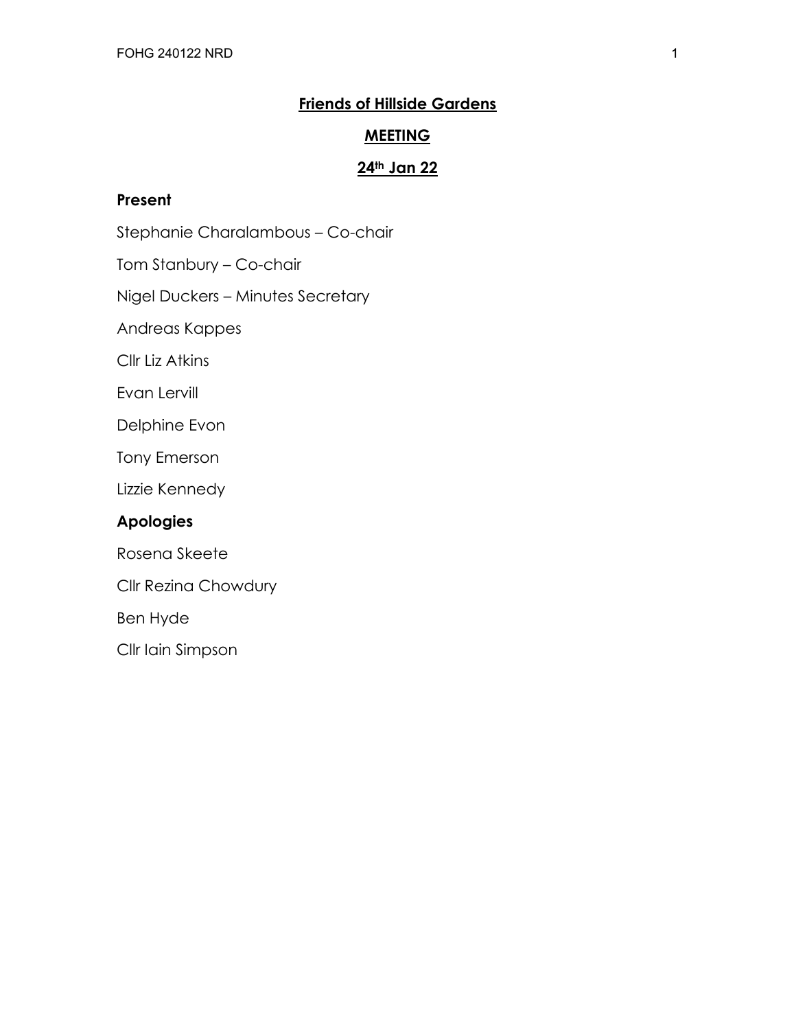# Friends of Hillside Gardens

## MEETING

## 24th Jan 22

### Present

Stephanie Charalambous – Co-chair

Tom Stanbury – Co-chair

Nigel Duckers – Minutes Secretary

Andreas Kappes

Cllr Liz Atkins

Evan Lervill

Delphine Evon

Tony Emerson

Lizzie Kennedy

### Apologies

Rosena Skeete

Cllr Rezina Chowdury

Ben Hyde

Cllr Iain Simpson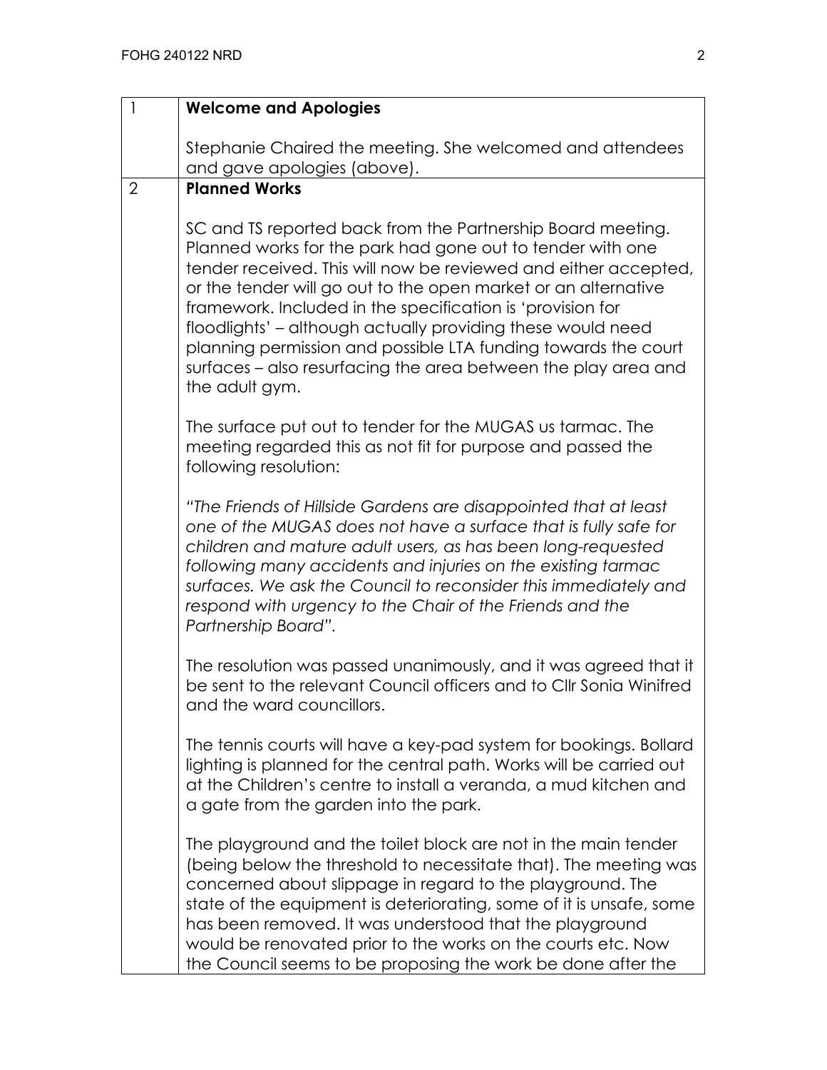| | |
|---|---|
| 1 | **Welcome and Apologies**<br><br>Stephanie Chaired the meeting. She welcomed and attendees and gave apologies (above). |
| 2 | **Planned Works**<br><br>SC and TS reported back from the Partnership Board meeting. Planned works for the park had gone out to tender with one tender received. This will now be reviewed and either accepted, or the tender will go out to the open market or an alternative framework. Included in the specification is 'provision for floodlights' – although actually providing these would need planning permission and possible LTA funding towards the court surfaces – also resurfacing the area between the play area and the adult gym.<br><br>The surface put out to tender for the MUGAS us tarmac. The meeting regarded this as not fit for purpose and passed the following resolution:<br><br>*"The Friends of Hillside Gardens are disappointed that at least one of the MUGAS does not have a surface that is fully safe for children and mature adult users, as has been long-requested following many accidents and injuries on the existing tarmac surfaces. We ask the Council to reconsider this immediately and respond with urgency to the Chair of the Friends and the Partnership Board".*<br><br>The resolution was passed unanimously, and it was agreed that it be sent to the relevant Council officers and to Cllr Sonia Winifred and the ward councillors.<br><br>The tennis courts will have a key-pad system for bookings. Bollard lighting is planned for the central path. Works will be carried out at the Children's centre to install a veranda, a mud kitchen and a gate from the garden into the park.<br><br>The playground and the toilet block are not in the main tender (being below the threshold to necessitate that). The meeting was concerned about slippage in regard to the playground. The state of the equipment is deteriorating, some of it is unsafe, some has been removed. It was understood that the playground would be renovated prior to the works on the courts etc. Now the Council seems to be proposing the work be done after the |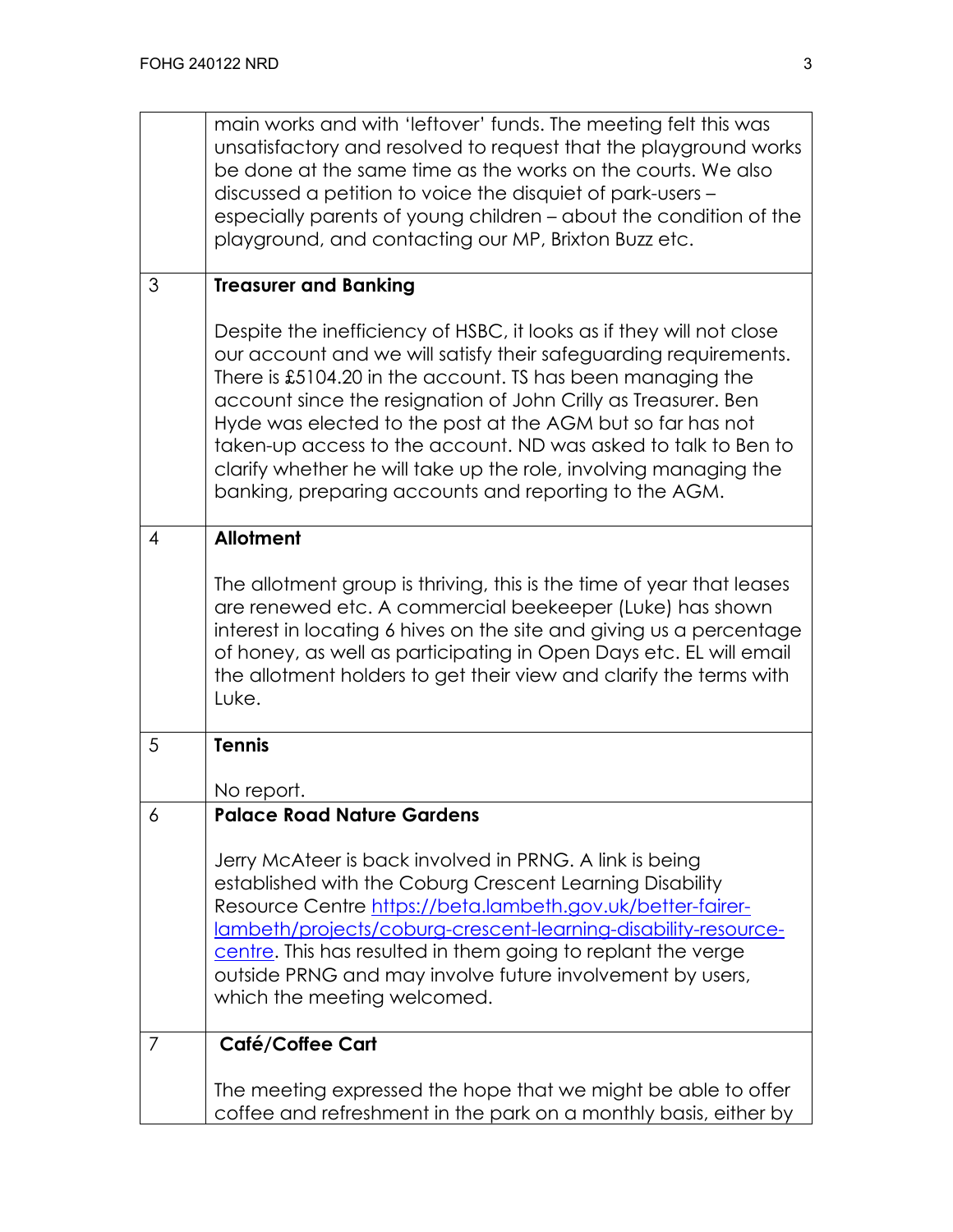| | |
|---|---|
| | main works and with 'leftover' funds. The meeting felt this was unsatisfactory and resolved to request that the playground works be done at the same time as the works on the courts. We also discussed a petition to voice the disquiet of park-users – especially parents of young children – about the condition of the playground, and contacting our MP, Brixton Buzz etc. |
| 3 | **Treasurer and Banking**<br><br>Despite the inefficiency of HSBC, it looks as if they will not close our account and we will satisfy their safeguarding requirements. There is £5104.20 in the account. TS has been managing the account since the resignation of John Crilly as Treasurer. Ben Hyde was elected to the post at the AGM but so far has not taken-up access to the account. ND was asked to talk to Ben to clarify whether he will take up the role, involving managing the banking, preparing accounts and reporting to the AGM. |
| 4 | **Allotment**<br><br>The allotment group is thriving, this is the time of year that leases are renewed etc. A commercial beekeeper (Luke) has shown interest in locating 6 hives on the site and giving us a percentage of honey, as well as participating in Open Days etc. EL will email the allotment holders to get their view and clarify the terms with Luke. |
| 5 | **Tennis**<br><br>No report. |
| 6 | **Palace Road Nature Gardens**<br><br>Jerry McAteer is back involved in PRNG. A link is being established with the Coburg Crescent Learning Disability Resource Centre [https://beta.lambeth.gov.uk/better-fairer-lambeth/projects/coburg-crescent-learning-disability-resource-centre](https://beta.lambeth.gov.uk/better-fairer-lambeth/projects/coburg-crescent-learning-disability-resource-centre). This has resulted in them going to replant the verge outside PRNG and may involve future involvement by users, which the meeting welcomed. |
| 7 | **Café/Coffee Cart**<br><br>The meeting expressed the hope that we might be able to offer coffee and refreshment in the park on a monthly basis, either by |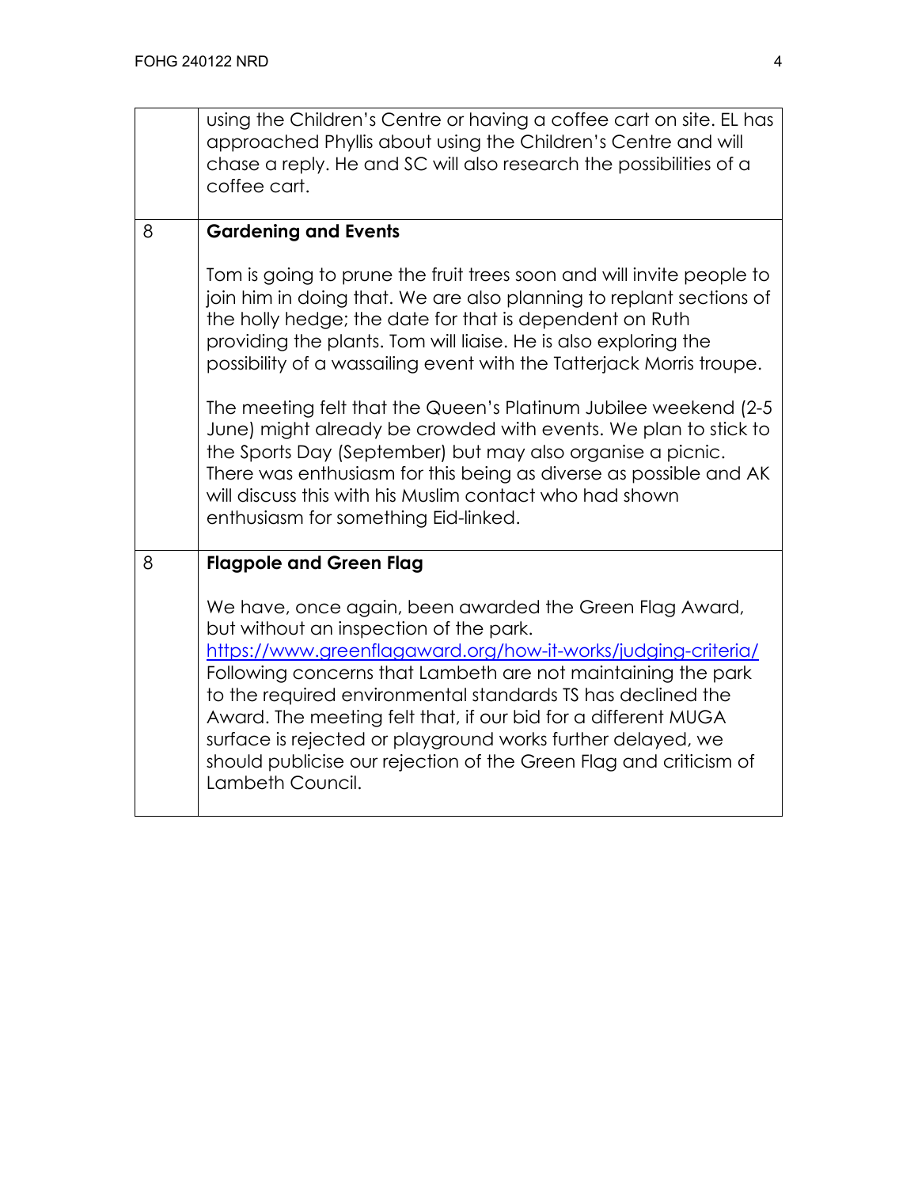| | |
|---|---|
| | using the Children's Centre or having a coffee cart on site. EL has approached Phyllis about using the Children's Centre and will chase a reply. He and SC will also research the possibilities of a coffee cart. |
| 8 | **Gardening and Events**<br><br>Tom is going to prune the fruit trees soon and will invite people to join him in doing that. We are also planning to replant sections of the holly hedge; the date for that is dependent on Ruth providing the plants. Tom will liaise. He is also exploring the possibility of a wassailing event with the Tatterjack Morris troupe.<br><br>The meeting felt that the Queen's Platinum Jubilee weekend (2-5 June) might already be crowded with events. We plan to stick to the Sports Day (September) but may also organise a picnic. There was enthusiasm for this being as diverse as possible and AK will discuss this with his Muslim contact who had shown enthusiasm for something Eid-linked. |
| 8 | **Flagpole and Green Flag**<br><br>We have, once again, been awarded the Green Flag Award, but without an inspection of the park. https://www.greenflagaward.org/how-it-works/judging-criteria/ Following concerns that Lambeth are not maintaining the park to the required environmental standards TS has declined the Award. The meeting felt that, if our bid for a different MUGA surface is rejected or playground works further delayed, we should publicise our rejection of the Green Flag and criticism of Lambeth Council. |